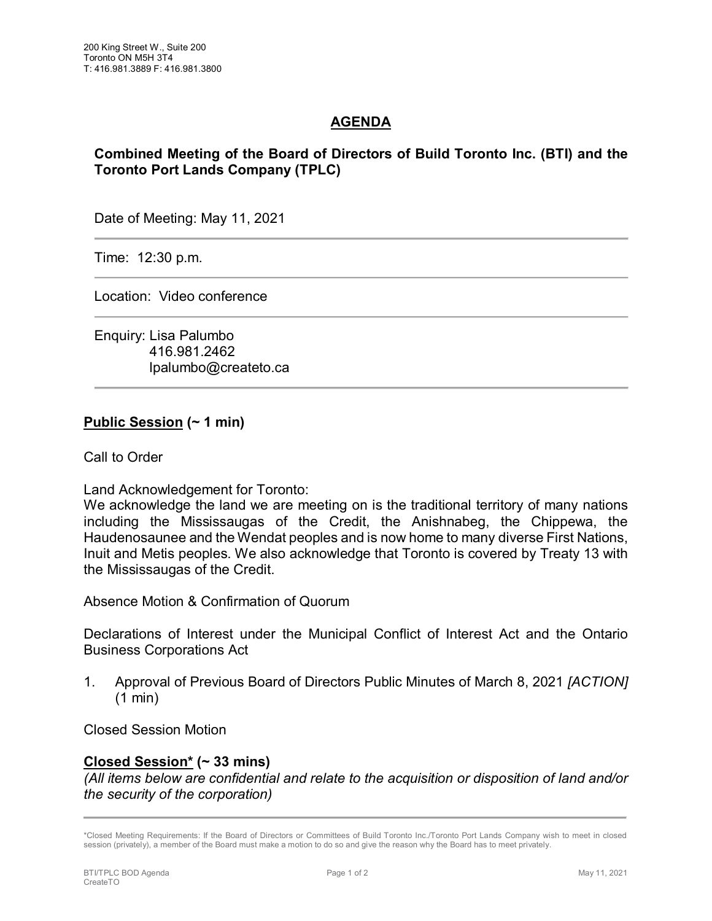200 King Street W., Suite 200
Toronto ON M5H 3T4
T: 416.981.3889 F: 416.981.3800

# AGENDA

## Combined Meeting of the Board of Directors of Build Toronto Inc. (BTI) and the Toronto Port Lands Company (TPLC)

Date of Meeting: May 11, 2021

---

Time: 12:30 p.m.

---

Location: Video conference

---

Enquiry: Lisa Palumbo
416.981.2462
lpalumbo@createto.ca

---

## Public Session (~ 1 min)

Call to Order

Land Acknowledgement for Toronto:
We acknowledge the land we are meeting on is the traditional territory of many nations including the Mississaugas of the Credit, the Anishnabeg, the Chippewa, the Haudenosaunee and the Wendat peoples and is now home to many diverse First Nations, Inuit and Metis peoples. We also acknowledge that Toronto is covered by Treaty 13 with the Mississaugas of the Credit.

Absence Motion & Confirmation of Quorum

Declarations of Interest under the Municipal Conflict of Interest Act and the Ontario Business Corporations Act

1. Approval of Previous Board of Directors Public Minutes of March 8, 2021 *[ACTION]* (1 min)

Closed Session Motion

## Closed Session* (~ 33 mins)

*(All items below are confidential and relate to the acquisition or disposition of land and/or the security of the corporation)*

---

*Closed Meeting Requirements: If the Board of Directors or Committees of Build Toronto Inc./Toronto Port Lands Company wish to meet in closed session (privately), a member of the Board must make a motion to do so and give the reason why the Board has to meet privately.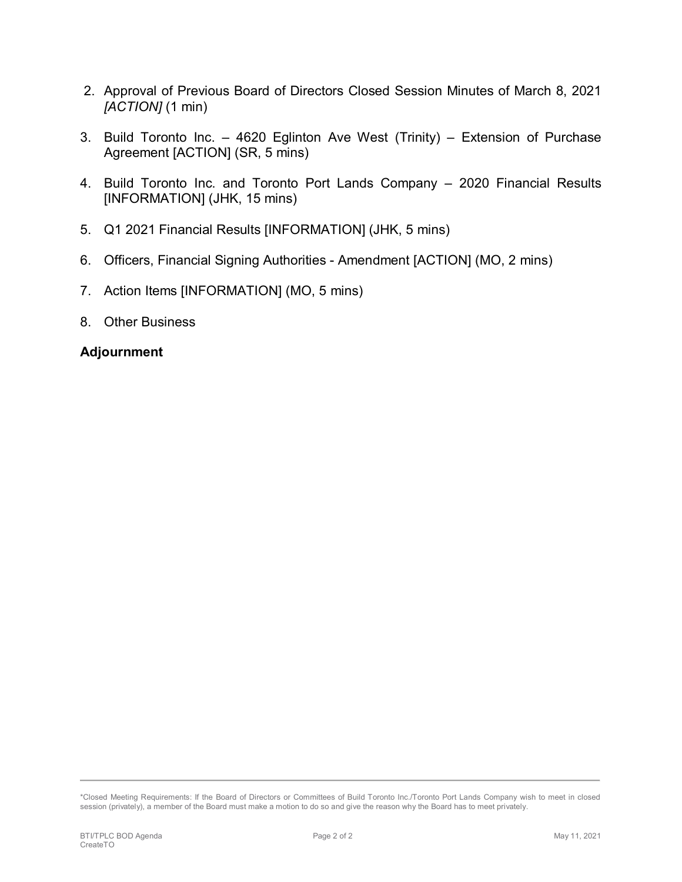2. Approval of Previous Board of Directors Closed Session Minutes of March 8, 2021 *[ACTION]* (1 min)

3. Build Toronto Inc. – 4620 Eglinton Ave West (Trinity) – Extension of Purchase Agreement [ACTION] (SR, 5 mins)

4. Build Toronto Inc. and Toronto Port Lands Company – 2020 Financial Results [INFORMATION] (JHK, 15 mins)

5. Q1 2021 Financial Results [INFORMATION] (JHK, 5 mins)

6. Officers, Financial Signing Authorities - Amendment [ACTION] (MO, 2 mins)

7. Action Items [INFORMATION] (MO, 5 mins)

8. Other Business

**Adjournment**

*Closed Meeting Requirements: If the Board of Directors or Committees of Build Toronto Inc./Toronto Port Lands Company wish to meet in closed session (privately), a member of the Board must make a motion to do so and give the reason why the Board has to meet privately.